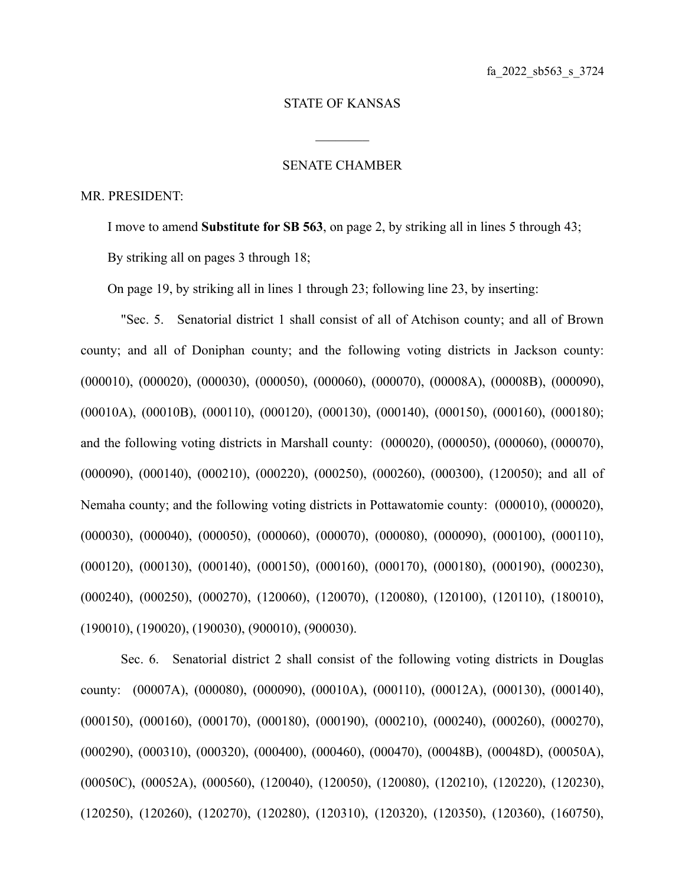fa_2022_sb563_s_3724

STATE OF KANSAS

________

SENATE CHAMBER

MR. PRESIDENT:

I move to amend **Substitute for SB 563**, on page 2, by striking all in lines 5 through 43;

By striking all on pages 3 through 18;

On page 19, by striking all in lines 1 through 23; following line 23, by inserting:

"Sec. 5. Senatorial district 1 shall consist of all of Atchison county; and all of Brown county; and all of Doniphan county; and the following voting districts in Jackson county: (000010), (000020), (000030), (000050), (000060), (000070), (00008A), (00008B), (000090), (00010A), (00010B), (000110), (000120), (000130), (000140), (000150), (000160), (000180); and the following voting districts in Marshall county: (000020), (000050), (000060), (000070), (000090), (000140), (000210), (000220), (000250), (000260), (000300), (120050); and all of Nemaha county; and the following voting districts in Pottawatomie county: (000010), (000020), (000030), (000040), (000050), (000060), (000070), (000080), (000090), (000100), (000110), (000120), (000130), (000140), (000150), (000160), (000170), (000180), (000190), (000230), (000240), (000250), (000270), (120060), (120070), (120080), (120100), (120110), (180010), (190010), (190020), (190030), (900010), (900030).

Sec. 6. Senatorial district 2 shall consist of the following voting districts in Douglas county: (00007A), (000080), (000090), (00010A), (000110), (00012A), (000130), (000140), (000150), (000160), (000170), (000180), (000190), (000210), (000240), (000260), (000270), (000290), (000310), (000320), (000400), (000460), (000470), (00048B), (00048D), (00050A), (00050C), (00052A), (000560), (120040), (120050), (120080), (120210), (120220), (120230), (120250), (120260), (120270), (120280), (120310), (120320), (120350), (120360), (160750),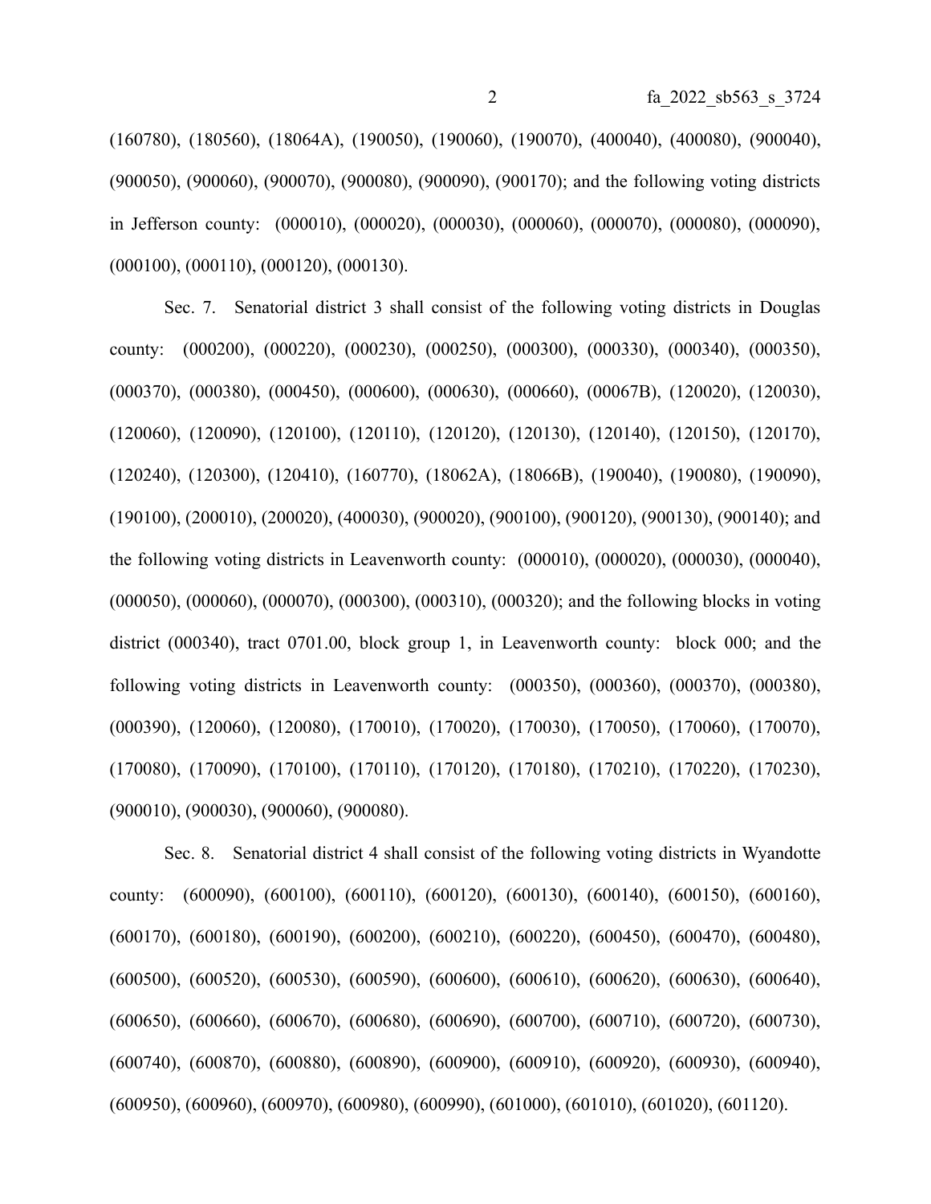(160780), (180560), (18064A), (190050), (190060), (190070), (400040), (400080), (900040), (900050), (900060), (900070), (900080), (900090), (900170); and the following voting districts in Jefferson county: (000010), (000020), (000030), (000060), (000070), (000080), (000090), (000100), (000110), (000120), (000130).

Sec. 7. Senatorial district 3 shall consist of the following voting districts in Douglas county: (000200), (000220), (000230), (000250), (000300), (000330), (000340), (000350), (000370), (000380), (000450), (000600), (000630), (000660), (00067B), (120020), (120030), (120060), (120090), (120100), (120110), (120120), (120130), (120140), (120150), (120170), (120240), (120300), (120410), (160770), (18062A), (18066B), (190040), (190080), (190090), (190100), (200010), (200020), (400030), (900020), (900100), (900120), (900130), (900140); and the following voting districts in Leavenworth county: (000010), (000020), (000030), (000040), (000050), (000060), (000070), (000300), (000310), (000320); and the following blocks in voting district (000340), tract 0701.00, block group 1, in Leavenworth county: block 000; and the following voting districts in Leavenworth county: (000350), (000360), (000370), (000380), (000390), (120060), (120080), (170010), (170020), (170030), (170050), (170060), (170070), (170080), (170090), (170100), (170110), (170120), (170180), (170210), (170220), (170230), (900010), (900030), (900060), (900080).

Sec. 8. Senatorial district 4 shall consist of the following voting districts in Wyandotte county: (600090), (600100), (600110), (600120), (600130), (600140), (600150), (600160), (600170), (600180), (600190), (600200), (600210), (600220), (600450), (600470), (600480), (600500), (600520), (600530), (600590), (600600), (600610), (600620), (600630), (600640), (600650), (600660), (600670), (600680), (600690), (600700), (600710), (600720), (600730), (600740), (600870), (600880), (600890), (600900), (600910), (600920), (600930), (600940), (600950), (600960), (600970), (600980), (600990), (601000), (601010), (601020), (601120).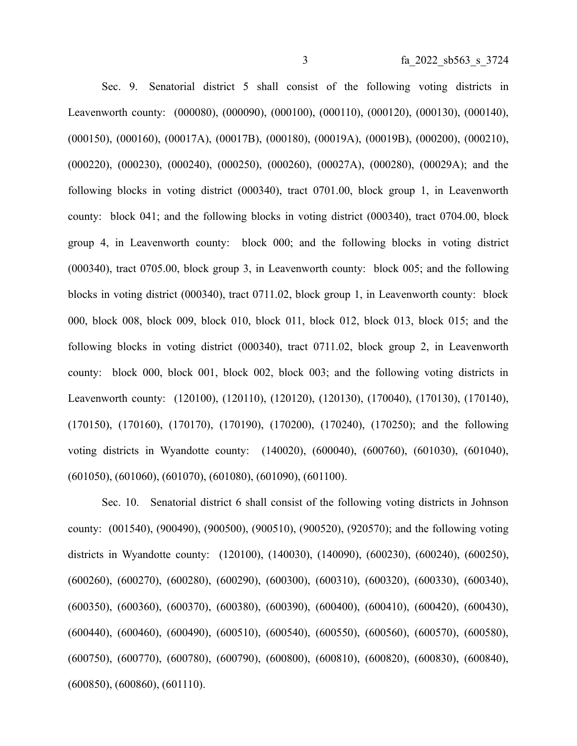Sec. 9. Senatorial district 5 shall consist of the following voting districts in Leavenworth county: (000080), (000090), (000100), (000110), (000120), (000130), (000140), (000150), (000160), (00017A), (00017B), (000180), (00019A), (00019B), (000200), (000210), (000220), (000230), (000240), (000250), (000260), (00027A), (000280), (00029A); and the following blocks in voting district (000340), tract 0701.00, block group 1, in Leavenworth county: block 041; and the following blocks in voting district (000340), tract 0704.00, block group 4, in Leavenworth county: block 000; and the following blocks in voting district (000340), tract 0705.00, block group 3, in Leavenworth county: block 005; and the following blocks in voting district (000340), tract 0711.02, block group 1, in Leavenworth county: block 000, block 008, block 009, block 010, block 011, block 012, block 013, block 015; and the following blocks in voting district (000340), tract 0711.02, block group 2, in Leavenworth county: block 000, block 001, block 002, block 003; and the following voting districts in Leavenworth county: (120100), (120110), (120120), (120130), (170040), (170130), (170140), (170150), (170160), (170170), (170190), (170200), (170240), (170250); and the following voting districts in Wyandotte county: (140020), (600040), (600760), (601030), (601040), (601050), (601060), (601070), (601080), (601090), (601100).

Sec. 10. Senatorial district 6 shall consist of the following voting districts in Johnson county: (001540), (900490), (900500), (900510), (900520), (920570); and the following voting districts in Wyandotte county: (120100), (140030), (140090), (600230), (600240), (600250), (600260), (600270), (600280), (600290), (600300), (600310), (600320), (600330), (600340), (600350), (600360), (600370), (600380), (600390), (600400), (600410), (600420), (600430), (600440), (600460), (600490), (600510), (600540), (600550), (600560), (600570), (600580), (600750), (600770), (600780), (600790), (600800), (600810), (600820), (600830), (600840), (600850), (600860), (601110).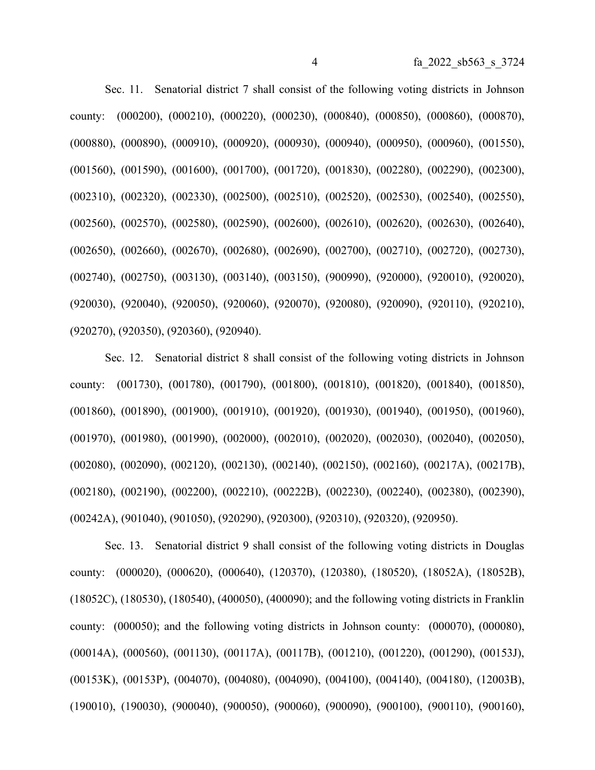Sec. 11. Senatorial district 7 shall consist of the following voting districts in Johnson county: (000200), (000210), (000220), (000230), (000840), (000850), (000860), (000870), (000880), (000890), (000910), (000920), (000930), (000940), (000950), (000960), (001550), (001560), (001590), (001600), (001700), (001720), (001830), (002280), (002290), (002300), (002310), (002320), (002330), (002500), (002510), (002520), (002530), (002540), (002550), (002560), (002570), (002580), (002590), (002600), (002610), (002620), (002630), (002640), (002650), (002660), (002670), (002680), (002690), (002700), (002710), (002720), (002730), (002740), (002750), (003130), (003140), (003150), (900990), (920000), (920010), (920020), (920030), (920040), (920050), (920060), (920070), (920080), (920090), (920110), (920210), (920270), (920350), (920360), (920940).

Sec. 12. Senatorial district 8 shall consist of the following voting districts in Johnson county: (001730), (001780), (001790), (001800), (001810), (001820), (001840), (001850), (001860), (001890), (001900), (001910), (001920), (001930), (001940), (001950), (001960), (001970), (001980), (001990), (002000), (002010), (002020), (002030), (002040), (002050), (002080), (002090), (002120), (002130), (002140), (002150), (002160), (00217A), (00217B), (002180), (002190), (002200), (002210), (00222B), (002230), (002240), (002380), (002390), (00242A), (901040), (901050), (920290), (920300), (920310), (920320), (920950).

Sec. 13. Senatorial district 9 shall consist of the following voting districts in Douglas county: (000020), (000620), (000640), (120370), (120380), (180520), (18052A), (18052B), (18052C), (180530), (180540), (400050), (400090); and the following voting districts in Franklin county: (000050); and the following voting districts in Johnson county: (000070), (000080), (00014A), (000560), (001130), (00117A), (00117B), (001210), (001220), (001290), (00153J), (00153K), (00153P), (004070), (004080), (004090), (004100), (004140), (004180), (12003B), (190010), (190030), (900040), (900050), (900060), (900090), (900100), (900110), (900160),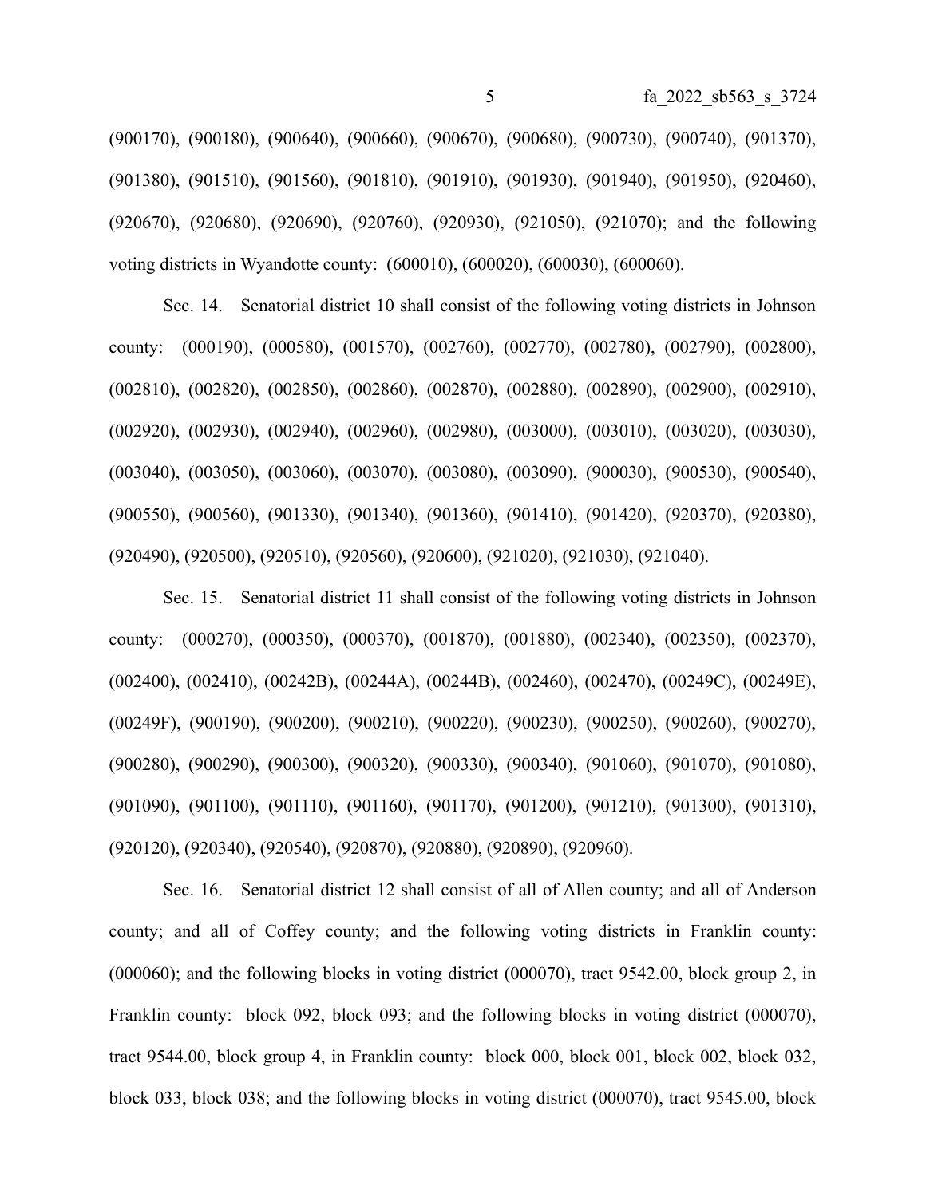(900170), (900180), (900640), (900660), (900670), (900680), (900730), (900740), (901370), (901380), (901510), (901560), (901810), (901910), (901930), (901940), (901950), (920460), (920670), (920680), (920690), (920760), (920930), (921050), (921070); and the following voting districts in Wyandotte county: (600010), (600020), (600030), (600060).

Sec. 14. Senatorial district 10 shall consist of the following voting districts in Johnson county: (000190), (000580), (001570), (002760), (002770), (002780), (002790), (002800), (002810), (002820), (002850), (002860), (002870), (002880), (002890), (002900), (002910), (002920), (002930), (002940), (002960), (002980), (003000), (003010), (003020), (003030), (003040), (003050), (003060), (003070), (003080), (003090), (900030), (900530), (900540), (900550), (900560), (901330), (901340), (901360), (901410), (901420), (920370), (920380), (920490), (920500), (920510), (920560), (920600), (921020), (921030), (921040).

Sec. 15. Senatorial district 11 shall consist of the following voting districts in Johnson county: (000270), (000350), (000370), (001870), (001880), (002340), (002350), (002370), (002400), (002410), (00242B), (00244A), (00244B), (002460), (002470), (00249C), (00249E), (00249F), (900190), (900200), (900210), (900220), (900230), (900250), (900260), (900270), (900280), (900290), (900300), (900320), (900330), (900340), (901060), (901070), (901080), (901090), (901100), (901110), (901160), (901170), (901200), (901210), (901300), (901310), (920120), (920340), (920540), (920870), (920880), (920890), (920960).

Sec. 16. Senatorial district 12 shall consist of all of Allen county; and all of Anderson county; and all of Coffey county; and the following voting districts in Franklin county: (000060); and the following blocks in voting district (000070), tract 9542.00, block group 2, in Franklin county: block 092, block 093; and the following blocks in voting district (000070), tract 9544.00, block group 4, in Franklin county: block 000, block 001, block 002, block 032, block 033, block 038; and the following blocks in voting district (000070), tract 9545.00, block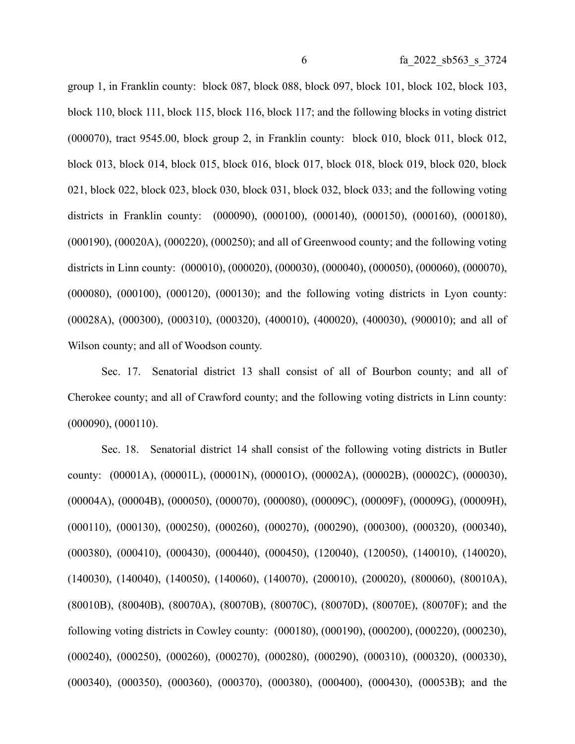group 1, in Franklin county: block 087, block 088, block 097, block 101, block 102, block 103, block 110, block 111, block 115, block 116, block 117; and the following blocks in voting district (000070), tract 9545.00, block group 2, in Franklin county: block 010, block 011, block 012, block 013, block 014, block 015, block 016, block 017, block 018, block 019, block 020, block 021, block 022, block 023, block 030, block 031, block 032, block 033; and the following voting districts in Franklin county: (000090), (000100), (000140), (000150), (000160), (000180), (000190), (00020A), (000220), (000250); and all of Greenwood county; and the following voting districts in Linn county: (000010), (000020), (000030), (000040), (000050), (000060), (000070), (000080), (000100), (000120), (000130); and the following voting districts in Lyon county: (00028A), (000300), (000310), (000320), (400010), (400020), (400030), (900010); and all of Wilson county; and all of Woodson county.

Sec. 17. Senatorial district 13 shall consist of all of Bourbon county; and all of Cherokee county; and all of Crawford county; and the following voting districts in Linn county: (000090), (000110).

Sec. 18. Senatorial district 14 shall consist of the following voting districts in Butler county: (00001A), (00001L), (00001N), (00001O), (00002A), (00002B), (00002C), (000030), (00004A), (00004B), (000050), (000070), (000080), (00009C), (00009F), (00009G), (00009H), (000110), (000130), (000250), (000260), (000270), (000290), (000300), (000320), (000340), (000380), (000410), (000430), (000440), (000450), (120040), (120050), (140010), (140020), (140030), (140040), (140050), (140060), (140070), (200010), (200020), (800060), (80010A), (80010B), (80040B), (80070A), (80070B), (80070C), (80070D), (80070E), (80070F); and the following voting districts in Cowley county: (000180), (000190), (000200), (000220), (000230), (000240), (000250), (000260), (000270), (000280), (000290), (000310), (000320), (000330), (000340), (000350), (000360), (000370), (000380), (000400), (000430), (00053B); and the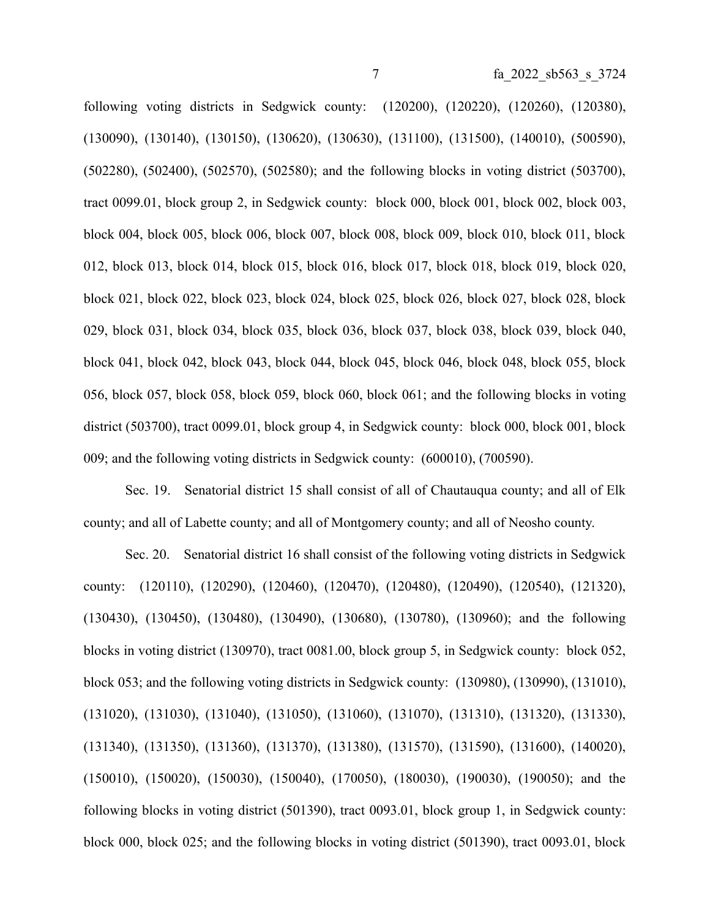following voting districts in Sedgwick county: (120200), (120220), (120260), (120380), (130090), (130140), (130150), (130620), (130630), (131100), (131500), (140010), (500590), (502280), (502400), (502570), (502580); and the following blocks in voting district (503700), tract 0099.01, block group 2, in Sedgwick county: block 000, block 001, block 002, block 003, block 004, block 005, block 006, block 007, block 008, block 009, block 010, block 011, block 012, block 013, block 014, block 015, block 016, block 017, block 018, block 019, block 020, block 021, block 022, block 023, block 024, block 025, block 026, block 027, block 028, block 029, block 031, block 034, block 035, block 036, block 037, block 038, block 039, block 040, block 041, block 042, block 043, block 044, block 045, block 046, block 048, block 055, block 056, block 057, block 058, block 059, block 060, block 061; and the following blocks in voting district (503700), tract 0099.01, block group 4, in Sedgwick county: block 000, block 001, block 009; and the following voting districts in Sedgwick county: (600010), (700590).

Sec. 19. Senatorial district 15 shall consist of all of Chautauqua county; and all of Elk county; and all of Labette county; and all of Montgomery county; and all of Neosho county.

Sec. 20. Senatorial district 16 shall consist of the following voting districts in Sedgwick county: (120110), (120290), (120460), (120470), (120480), (120490), (120540), (121320), (130430), (130450), (130480), (130490), (130680), (130780), (130960); and the following blocks in voting district (130970), tract 0081.00, block group 5, in Sedgwick county: block 052, block 053; and the following voting districts in Sedgwick county: (130980), (130990), (131010), (131020), (131030), (131040), (131050), (131060), (131070), (131310), (131320), (131330), (131340), (131350), (131360), (131370), (131380), (131570), (131590), (131600), (140020), (150010), (150020), (150030), (150040), (170050), (180030), (190030), (190050); and the following blocks in voting district (501390), tract 0093.01, block group 1, in Sedgwick county: block 000, block 025; and the following blocks in voting district (501390), tract 0093.01, block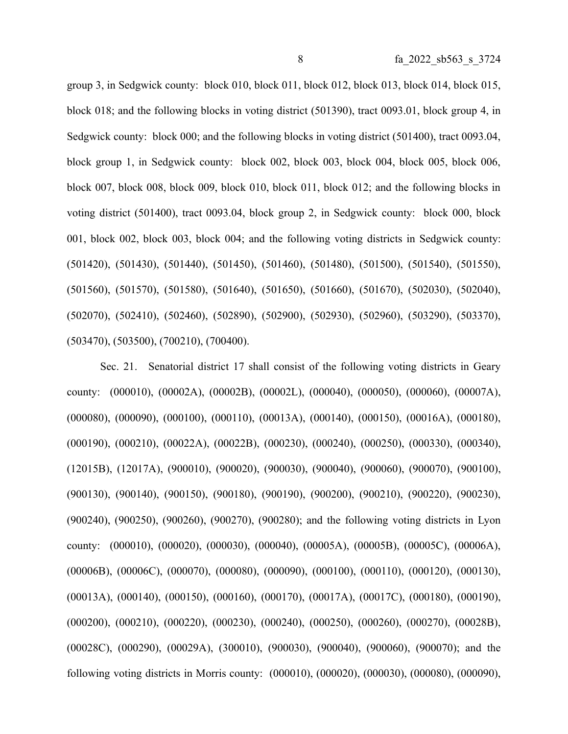group 3, in Sedgwick county: block 010, block 011, block 012, block 013, block 014, block 015, block 018; and the following blocks in voting district (501390), tract 0093.01, block group 4, in Sedgwick county: block 000; and the following blocks in voting district (501400), tract 0093.04, block group 1, in Sedgwick county: block 002, block 003, block 004, block 005, block 006, block 007, block 008, block 009, block 010, block 011, block 012; and the following blocks in voting district (501400), tract 0093.04, block group 2, in Sedgwick county: block 000, block 001, block 002, block 003, block 004; and the following voting districts in Sedgwick county: (501420), (501430), (501440), (501450), (501460), (501480), (501500), (501540), (501550), (501560), (501570), (501580), (501640), (501650), (501660), (501670), (502030), (502040), (502070), (502410), (502460), (502890), (502900), (502930), (502960), (503290), (503370), (503470), (503500), (700210), (700400).

Sec. 21. Senatorial district 17 shall consist of the following voting districts in Geary county: (000010), (00002A), (00002B), (00002L), (000040), (000050), (000060), (00007A), (000080), (000090), (000100), (000110), (00013A), (000140), (000150), (00016A), (000180), (000190), (000210), (00022A), (00022B), (000230), (000240), (000250), (000330), (000340), (12015B), (12017A), (900010), (900020), (900030), (900040), (900060), (900070), (900100), (900130), (900140), (900150), (900180), (900190), (900200), (900210), (900220), (900230), (900240), (900250), (900260), (900270), (900280); and the following voting districts in Lyon county: (000010), (000020), (000030), (000040), (00005A), (00005B), (00005C), (00006A), (00006B), (00006C), (000070), (000080), (000090), (000100), (000110), (000120), (000130), (00013A), (000140), (000150), (000160), (000170), (00017A), (00017C), (000180), (000190), (000200), (000210), (000220), (000230), (000240), (000250), (000260), (000270), (00028B), (00028C), (000290), (00029A), (300010), (900030), (900040), (900060), (900070); and the following voting districts in Morris county: (000010), (000020), (000030), (000080), (000090),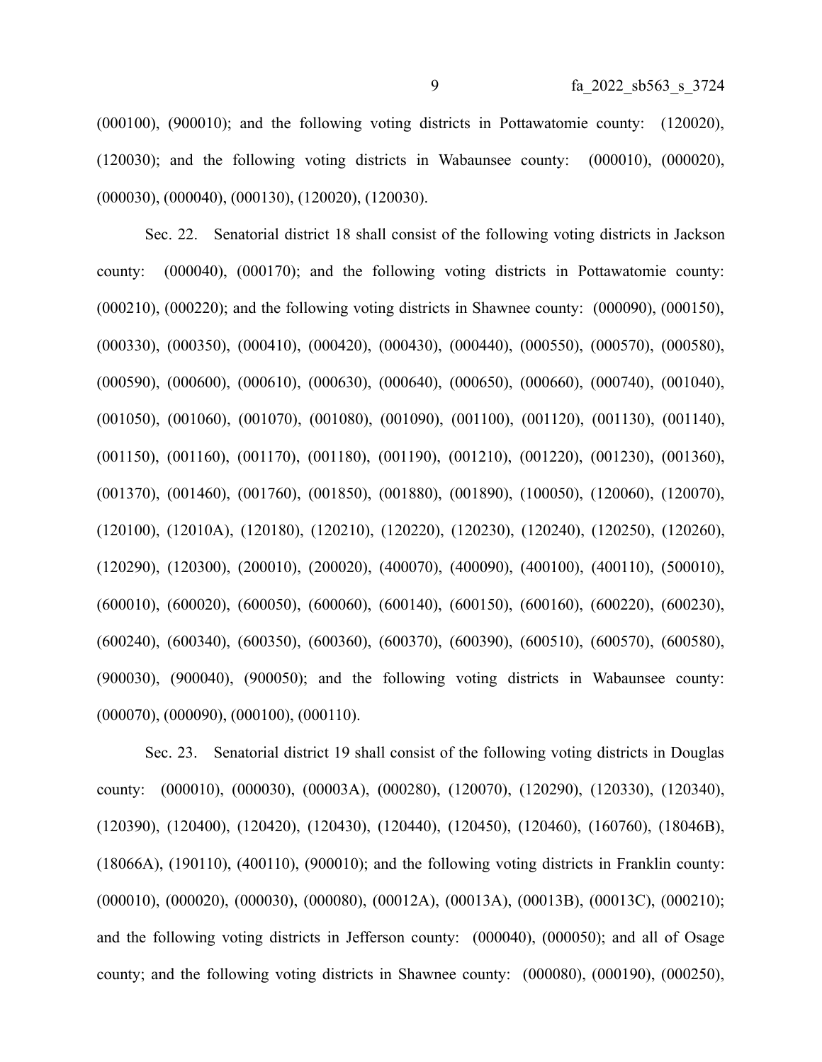(000100), (900010); and the following voting districts in Pottawatomie county: (120020), (120030); and the following voting districts in Wabaunsee county: (000010), (000020), (000030), (000040), (000130), (120020), (120030).

Sec. 22. Senatorial district 18 shall consist of the following voting districts in Jackson county: (000040), (000170); and the following voting districts in Pottawatomie county: (000210), (000220); and the following voting districts in Shawnee county: (000090), (000150), (000330), (000350), (000410), (000420), (000430), (000440), (000550), (000570), (000580), (000590), (000600), (000610), (000630), (000640), (000650), (000660), (000740), (001040), (001050), (001060), (001070), (001080), (001090), (001100), (001120), (001130), (001140), (001150), (001160), (001170), (001180), (001190), (001210), (001220), (001230), (001360), (001370), (001460), (001760), (001850), (001880), (001890), (100050), (120060), (120070), (120100), (12010A), (120180), (120210), (120220), (120230), (120240), (120250), (120260), (120290), (120300), (200010), (200020), (400070), (400090), (400100), (400110), (500010), (600010), (600020), (600050), (600060), (600140), (600150), (600160), (600220), (600230), (600240), (600340), (600350), (600360), (600370), (600390), (600510), (600570), (600580), (900030), (900040), (900050); and the following voting districts in Wabaunsee county: (000070), (000090), (000100), (000110).

Sec. 23. Senatorial district 19 shall consist of the following voting districts in Douglas county: (000010), (000030), (00003A), (000280), (120070), (120290), (120330), (120340), (120390), (120400), (120420), (120430), (120440), (120450), (120460), (160760), (18046B), (18066A), (190110), (400110), (900010); and the following voting districts in Franklin county: (000010), (000020), (000030), (000080), (00012A), (00013A), (00013B), (00013C), (000210); and the following voting districts in Jefferson county: (000040), (000050); and all of Osage county; and the following voting districts in Shawnee county: (000080), (000190), (000250),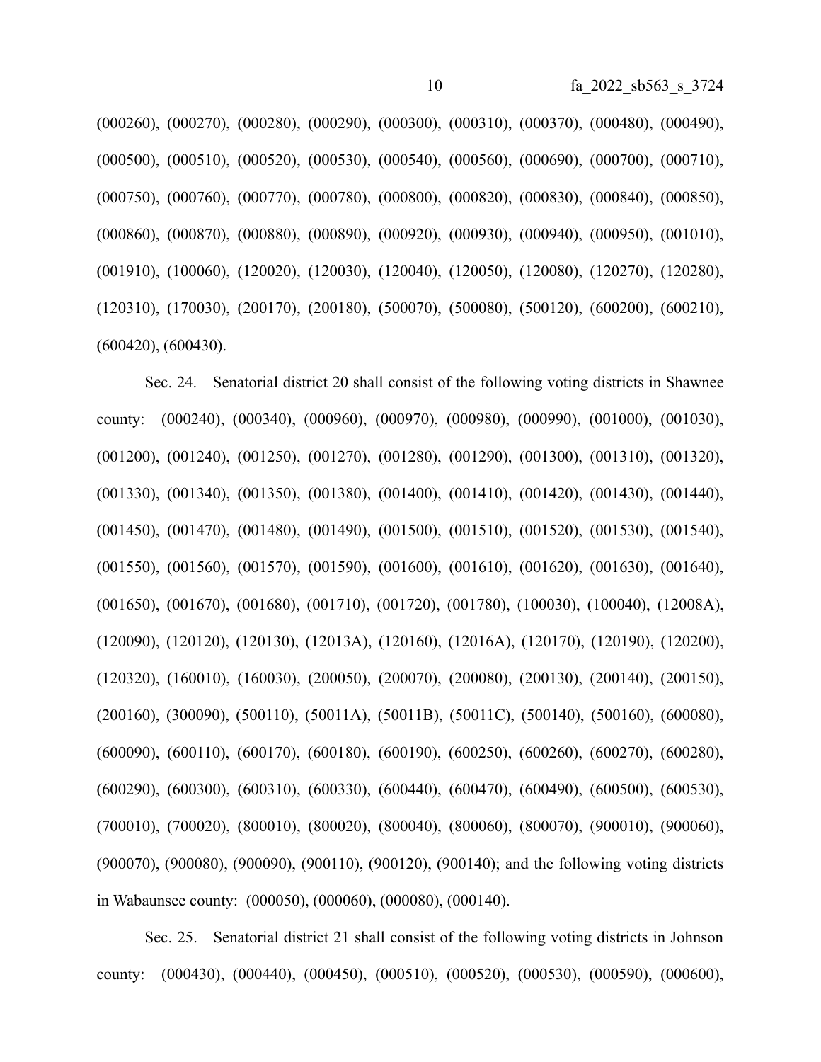(000260), (000270), (000280), (000290), (000300), (000310), (000370), (000480), (000490), (000500), (000510), (000520), (000530), (000540), (000560), (000690), (000700), (000710), (000750), (000760), (000770), (000780), (000800), (000820), (000830), (000840), (000850), (000860), (000870), (000880), (000890), (000920), (000930), (000940), (000950), (001010), (001910), (100060), (120020), (120030), (120040), (120050), (120080), (120270), (120280), (120310), (170030), (200170), (200180), (500070), (500080), (500120), (600200), (600210), (600420), (600430).

Sec. 24. Senatorial district 20 shall consist of the following voting districts in Shawnee county: (000240), (000340), (000960), (000970), (000980), (000990), (001000), (001030), (001200), (001240), (001250), (001270), (001280), (001290), (001300), (001310), (001320), (001330), (001340), (001350), (001380), (001400), (001410), (001420), (001430), (001440), (001450), (001470), (001480), (001490), (001500), (001510), (001520), (001530), (001540), (001550), (001560), (001570), (001590), (001600), (001610), (001620), (001630), (001640), (001650), (001670), (001680), (001710), (001720), (001780), (100030), (100040), (12008A), (120090), (120120), (120130), (12013A), (120160), (12016A), (120170), (120190), (120200), (120320), (160010), (160030), (200050), (200070), (200080), (200130), (200140), (200150), (200160), (300090), (500110), (50011A), (50011B), (50011C), (500140), (500160), (600080), (600090), (600110), (600170), (600180), (600190), (600250), (600260), (600270), (600280), (600290), (600300), (600310), (600330), (600440), (600470), (600490), (600500), (600530), (700010), (700020), (800010), (800020), (800040), (800060), (800070), (900010), (900060), (900070), (900080), (900090), (900110), (900120), (900140); and the following voting districts in Wabaunsee county: (000050), (000060), (000080), (000140).

Sec. 25. Senatorial district 21 shall consist of the following voting districts in Johnson county: (000430), (000440), (000450), (000510), (000520), (000530), (000590), (000600),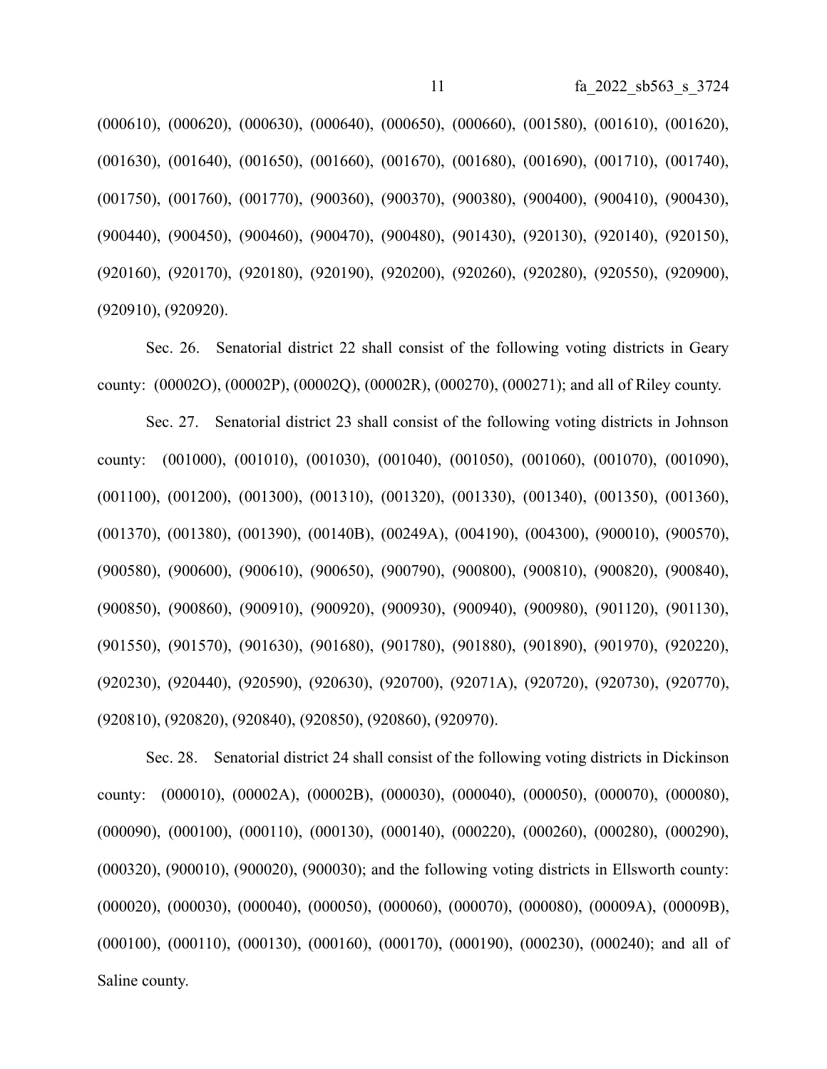(000610), (000620), (000630), (000640), (000650), (000660), (001580), (001610), (001620), (001630), (001640), (001650), (001660), (001670), (001680), (001690), (001710), (001740), (001750), (001760), (001770), (900360), (900370), (900380), (900400), (900410), (900430), (900440), (900450), (900460), (900470), (900480), (901430), (920130), (920140), (920150), (920160), (920170), (920180), (920190), (920200), (920260), (920280), (920550), (920900), (920910), (920920).

Sec. 26. Senatorial district 22 shall consist of the following voting districts in Geary county: (00002O), (00002P), (00002Q), (00002R), (000270), (000271); and all of Riley county.

Sec. 27. Senatorial district 23 shall consist of the following voting districts in Johnson county: (001000), (001010), (001030), (001040), (001050), (001060), (001070), (001090), (001100), (001200), (001300), (001310), (001320), (001330), (001340), (001350), (001360), (001370), (001380), (001390), (00140B), (00249A), (004190), (004300), (900010), (900570), (900580), (900600), (900610), (900650), (900790), (900800), (900810), (900820), (900840), (900850), (900860), (900910), (900920), (900930), (900940), (900980), (901120), (901130), (901550), (901570), (901630), (901680), (901780), (901880), (901890), (901970), (920220), (920230), (920440), (920590), (920630), (920700), (92071A), (920720), (920730), (920770), (920810), (920820), (920840), (920850), (920860), (920970).

Sec. 28. Senatorial district 24 shall consist of the following voting districts in Dickinson county: (000010), (00002A), (00002B), (000030), (000040), (000050), (000070), (000080), (000090), (000100), (000110), (000130), (000140), (000220), (000260), (000280), (000290), (000320), (900010), (900020), (900030); and the following voting districts in Ellsworth county: (000020), (000030), (000040), (000050), (000060), (000070), (000080), (00009A), (00009B), (000100), (000110), (000130), (000160), (000170), (000190), (000230), (000240); and all of Saline county.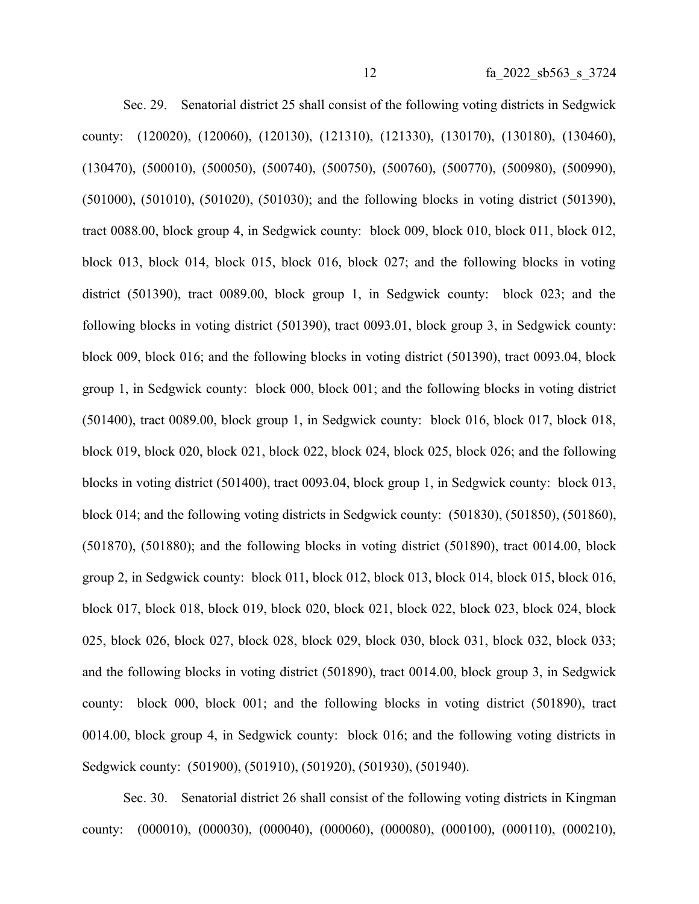Sec. 29. Senatorial district 25 shall consist of the following voting districts in Sedgwick county: (120020), (120060), (120130), (121310), (121330), (130170), (130180), (130460), (130470), (500010), (500050), (500740), (500750), (500760), (500770), (500980), (500990), (501000), (501010), (501020), (501030); and the following blocks in voting district (501390), tract 0088.00, block group 4, in Sedgwick county: block 009, block 010, block 011, block 012, block 013, block 014, block 015, block 016, block 027; and the following blocks in voting district (501390), tract 0089.00, block group 1, in Sedgwick county: block 023; and the following blocks in voting district (501390), tract 0093.01, block group 3, in Sedgwick county: block 009, block 016; and the following blocks in voting district (501390), tract 0093.04, block group 1, in Sedgwick county: block 000, block 001; and the following blocks in voting district (501400), tract 0089.00, block group 1, in Sedgwick county: block 016, block 017, block 018, block 019, block 020, block 021, block 022, block 024, block 025, block 026; and the following blocks in voting district (501400), tract 0093.04, block group 1, in Sedgwick county: block 013, block 014; and the following voting districts in Sedgwick county: (501830), (501850), (501860), (501870), (501880); and the following blocks in voting district (501890), tract 0014.00, block group 2, in Sedgwick county: block 011, block 012, block 013, block 014, block 015, block 016, block 017, block 018, block 019, block 020, block 021, block 022, block 023, block 024, block 025, block 026, block 027, block 028, block 029, block 030, block 031, block 032, block 033; and the following blocks in voting district (501890), tract 0014.00, block group 3, in Sedgwick county: block 000, block 001; and the following blocks in voting district (501890), tract 0014.00, block group 4, in Sedgwick county: block 016; and the following voting districts in Sedgwick county: (501900), (501910), (501920), (501930), (501940).

Sec. 30. Senatorial district 26 shall consist of the following voting districts in Kingman county: (000010), (000030), (000040), (000060), (000080), (000100), (000110), (000210),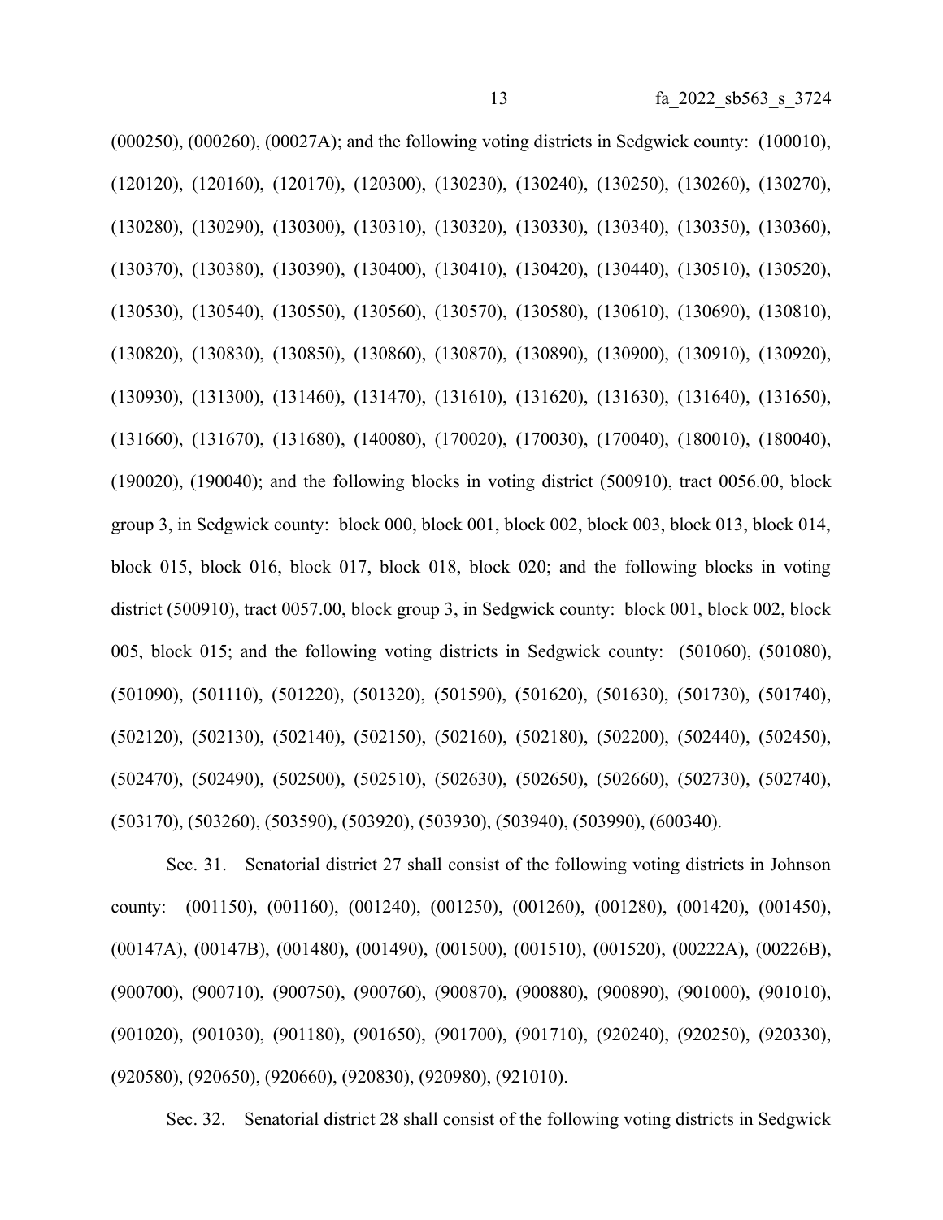(000250), (000260), (00027A); and the following voting districts in Sedgwick county: (100010), (120120), (120160), (120170), (120300), (130230), (130240), (130250), (130260), (130270), (130280), (130290), (130300), (130310), (130320), (130330), (130340), (130350), (130360), (130370), (130380), (130390), (130400), (130410), (130420), (130440), (130510), (130520), (130530), (130540), (130550), (130560), (130570), (130580), (130610), (130690), (130810), (130820), (130830), (130850), (130860), (130870), (130890), (130900), (130910), (130920), (130930), (131300), (131460), (131470), (131610), (131620), (131630), (131640), (131650), (131660), (131670), (131680), (140080), (170020), (170030), (170040), (180010), (180040), (190020), (190040); and the following blocks in voting district (500910), tract 0056.00, block group 3, in Sedgwick county: block 000, block 001, block 002, block 003, block 013, block 014, block 015, block 016, block 017, block 018, block 020; and the following blocks in voting district (500910), tract 0057.00, block group 3, in Sedgwick county: block 001, block 002, block 005, block 015; and the following voting districts in Sedgwick county: (501060), (501080), (501090), (501110), (501220), (501320), (501590), (501620), (501630), (501730), (501740), (502120), (502130), (502140), (502150), (502160), (502180), (502200), (502440), (502450), (502470), (502490), (502500), (502510), (502630), (502650), (502660), (502730), (502740), (503170), (503260), (503590), (503920), (503930), (503940), (503990), (600340).

Sec. 31. Senatorial district 27 shall consist of the following voting districts in Johnson county: (001150), (001160), (001240), (001250), (001260), (001280), (001420), (001450), (00147A), (00147B), (001480), (001490), (001500), (001510), (001520), (00222A), (00226B), (900700), (900710), (900750), (900760), (900870), (900880), (900890), (901000), (901010), (901020), (901030), (901180), (901650), (901700), (901710), (920240), (920250), (920330), (920580), (920650), (920660), (920830), (920980), (921010).

Sec. 32. Senatorial district 28 shall consist of the following voting districts in Sedgwick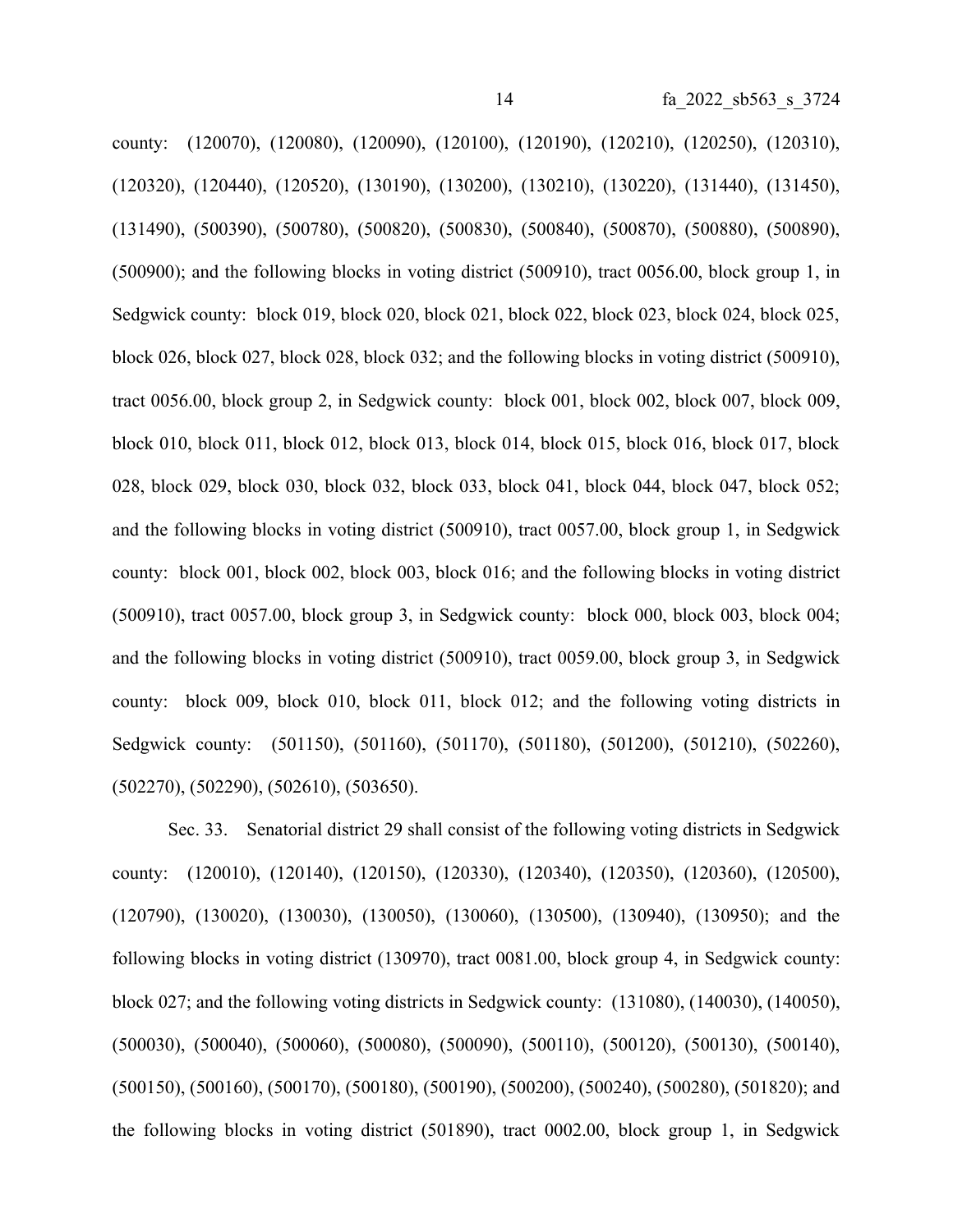county: (120070), (120080), (120090), (120100), (120190), (120210), (120250), (120310), (120320), (120440), (120520), (130190), (130200), (130210), (130220), (131440), (131450), (131490), (500390), (500780), (500820), (500830), (500840), (500870), (500880), (500890), (500900); and the following blocks in voting district (500910), tract 0056.00, block group 1, in Sedgwick county: block 019, block 020, block 021, block 022, block 023, block 024, block 025, block 026, block 027, block 028, block 032; and the following blocks in voting district (500910), tract 0056.00, block group 2, in Sedgwick county: block 001, block 002, block 007, block 009, block 010, block 011, block 012, block 013, block 014, block 015, block 016, block 017, block 028, block 029, block 030, block 032, block 033, block 041, block 044, block 047, block 052; and the following blocks in voting district (500910), tract 0057.00, block group 1, in Sedgwick county: block 001, block 002, block 003, block 016; and the following blocks in voting district (500910), tract 0057.00, block group 3, in Sedgwick county: block 000, block 003, block 004; and the following blocks in voting district (500910), tract 0059.00, block group 3, in Sedgwick county: block 009, block 010, block 011, block 012; and the following voting districts in Sedgwick county: (501150), (501160), (501170), (501180), (501200), (501210), (502260), (502270), (502290), (502610), (503650).

Sec. 33. Senatorial district 29 shall consist of the following voting districts in Sedgwick county: (120010), (120140), (120150), (120330), (120340), (120350), (120360), (120500), (120790), (130020), (130030), (130050), (130060), (130500), (130940), (130950); and the following blocks in voting district (130970), tract 0081.00, block group 4, in Sedgwick county: block 027; and the following voting districts in Sedgwick county: (131080), (140030), (140050), (500030), (500040), (500060), (500080), (500090), (500110), (500120), (500130), (500140), (500150), (500160), (500170), (500180), (500190), (500200), (500240), (500280), (501820); and the following blocks in voting district (501890), tract 0002.00, block group 1, in Sedgwick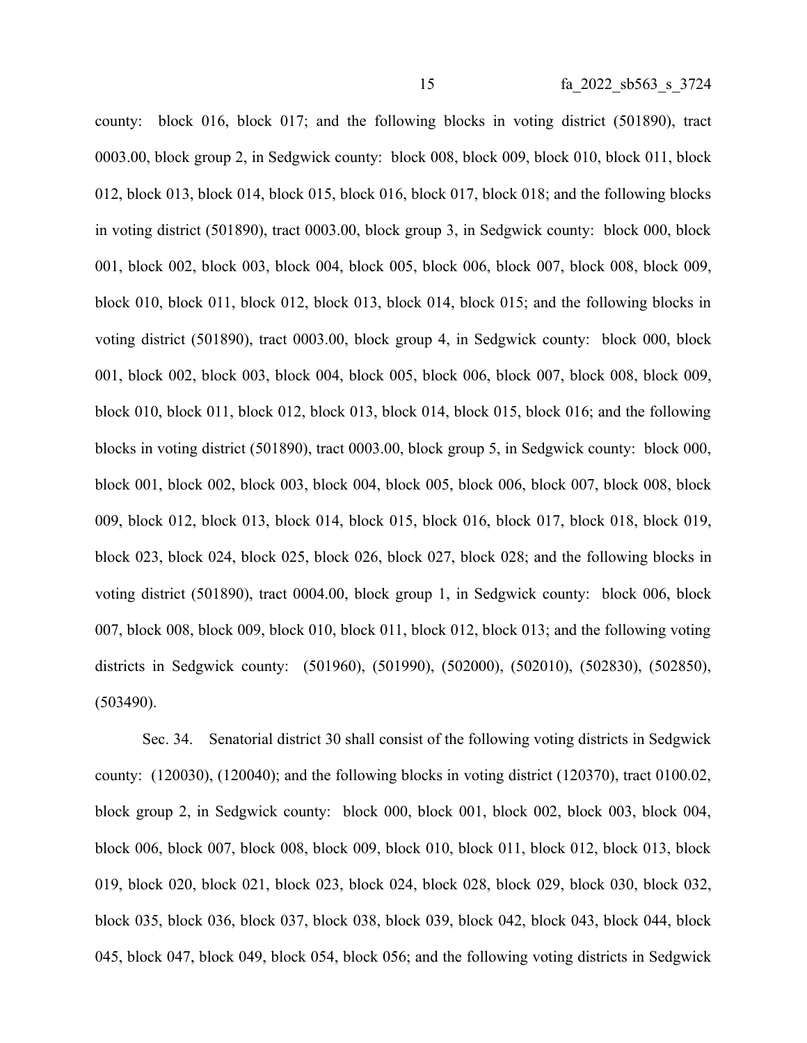county: block 016, block 017; and the following blocks in voting district (501890), tract 0003.00, block group 2, in Sedgwick county: block 008, block 009, block 010, block 011, block 012, block 013, block 014, block 015, block 016, block 017, block 018; and the following blocks in voting district (501890), tract 0003.00, block group 3, in Sedgwick county: block 000, block 001, block 002, block 003, block 004, block 005, block 006, block 007, block 008, block 009, block 010, block 011, block 012, block 013, block 014, block 015; and the following blocks in voting district (501890), tract 0003.00, block group 4, in Sedgwick county: block 000, block 001, block 002, block 003, block 004, block 005, block 006, block 007, block 008, block 009, block 010, block 011, block 012, block 013, block 014, block 015, block 016; and the following blocks in voting district (501890), tract 0003.00, block group 5, in Sedgwick county: block 000, block 001, block 002, block 003, block 004, block 005, block 006, block 007, block 008, block 009, block 012, block 013, block 014, block 015, block 016, block 017, block 018, block 019, block 023, block 024, block 025, block 026, block 027, block 028; and the following blocks in voting district (501890), tract 0004.00, block group 1, in Sedgwick county: block 006, block 007, block 008, block 009, block 010, block 011, block 012, block 013; and the following voting districts in Sedgwick county: (501960), (501990), (502000), (502010), (502830), (502850), (503490).

Sec. 34. Senatorial district 30 shall consist of the following voting districts in Sedgwick county: (120030), (120040); and the following blocks in voting district (120370), tract 0100.02, block group 2, in Sedgwick county: block 000, block 001, block 002, block 003, block 004, block 006, block 007, block 008, block 009, block 010, block 011, block 012, block 013, block 019, block 020, block 021, block 023, block 024, block 028, block 029, block 030, block 032, block 035, block 036, block 037, block 038, block 039, block 042, block 043, block 044, block 045, block 047, block 049, block 054, block 056; and the following voting districts in Sedgwick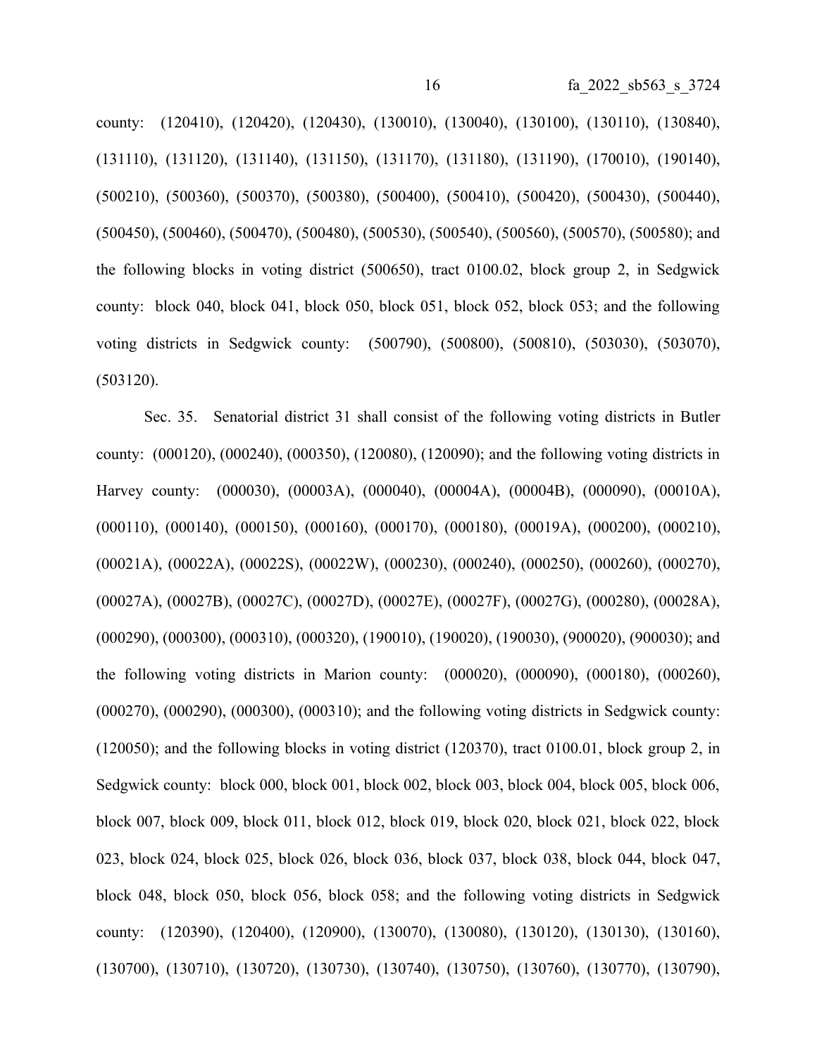county: (120410), (120420), (120430), (130010), (130040), (130100), (130110), (130840), (131110), (131120), (131140), (131150), (131170), (131180), (131190), (170010), (190140), (500210), (500360), (500370), (500380), (500400), (500410), (500420), (500430), (500440), (500450), (500460), (500470), (500480), (500530), (500540), (500560), (500570), (500580); and the following blocks in voting district (500650), tract 0100.02, block group 2, in Sedgwick county: block 040, block 041, block 050, block 051, block 052, block 053; and the following voting districts in Sedgwick county: (500790), (500800), (500810), (503030), (503070), (503120).

Sec. 35. Senatorial district 31 shall consist of the following voting districts in Butler county: (000120), (000240), (000350), (120080), (120090); and the following voting districts in Harvey county: (000030), (00003A), (000040), (00004A), (00004B), (000090), (00010A), (000110), (000140), (000150), (000160), (000170), (000180), (00019A), (000200), (000210), (00021A), (00022A), (00022S), (00022W), (000230), (000240), (000250), (000260), (000270), (00027A), (00027B), (00027C), (00027D), (00027E), (00027F), (00027G), (000280), (00028A), (000290), (000300), (000310), (000320), (190010), (190020), (190030), (900020), (900030); and the following voting districts in Marion county: (000020), (000090), (000180), (000260), (000270), (000290), (000300), (000310); and the following voting districts in Sedgwick county: (120050); and the following blocks in voting district (120370), tract 0100.01, block group 2, in Sedgwick county: block 000, block 001, block 002, block 003, block 004, block 005, block 006, block 007, block 009, block 011, block 012, block 019, block 020, block 021, block 022, block 023, block 024, block 025, block 026, block 036, block 037, block 038, block 044, block 047, block 048, block 050, block 056, block 058; and the following voting districts in Sedgwick county: (120390), (120400), (120900), (130070), (130080), (130120), (130130), (130160), (130700), (130710), (130720), (130730), (130740), (130750), (130760), (130770), (130790),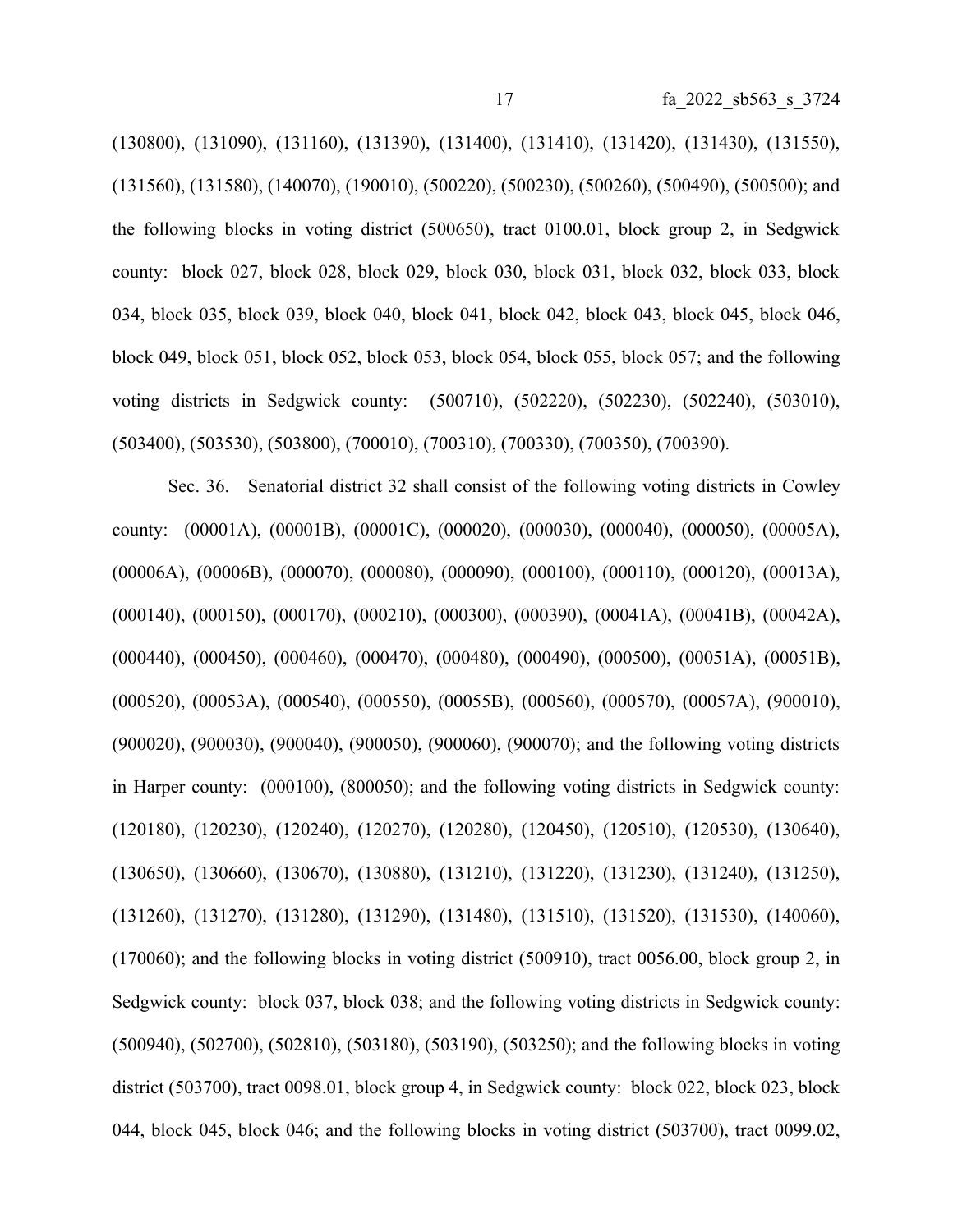(130800), (131090), (131160), (131390), (131400), (131410), (131420), (131430), (131550), (131560), (131580), (140070), (190010), (500220), (500230), (500260), (500490), (500500); and the following blocks in voting district (500650), tract 0100.01, block group 2, in Sedgwick county: block 027, block 028, block 029, block 030, block 031, block 032, block 033, block 034, block 035, block 039, block 040, block 041, block 042, block 043, block 045, block 046, block 049, block 051, block 052, block 053, block 054, block 055, block 057; and the following voting districts in Sedgwick county: (500710), (502220), (502230), (502240), (503010), (503400), (503530), (503800), (700010), (700310), (700330), (700350), (700390).

Sec. 36. Senatorial district 32 shall consist of the following voting districts in Cowley county: (00001A), (00001B), (00001C), (000020), (000030), (000040), (000050), (00005A), (00006A), (00006B), (000070), (000080), (000090), (000100), (000110), (000120), (00013A), (000140), (000150), (000170), (000210), (000300), (000390), (00041A), (00041B), (00042A), (000440), (000450), (000460), (000470), (000480), (000490), (000500), (00051A), (00051B), (000520), (00053A), (000540), (000550), (00055B), (000560), (000570), (00057A), (900010), (900020), (900030), (900040), (900050), (900060), (900070); and the following voting districts in Harper county: (000100), (800050); and the following voting districts in Sedgwick county: (120180), (120230), (120240), (120270), (120280), (120450), (120510), (120530), (130640), (130650), (130660), (130670), (130880), (131210), (131220), (131230), (131240), (131250), (131260), (131270), (131280), (131290), (131480), (131510), (131520), (131530), (140060), (170060); and the following blocks in voting district (500910), tract 0056.00, block group 2, in Sedgwick county: block 037, block 038; and the following voting districts in Sedgwick county: (500940), (502700), (502810), (503180), (503190), (503250); and the following blocks in voting district (503700), tract 0098.01, block group 4, in Sedgwick county: block 022, block 023, block 044, block 045, block 046; and the following blocks in voting district (503700), tract 0099.02,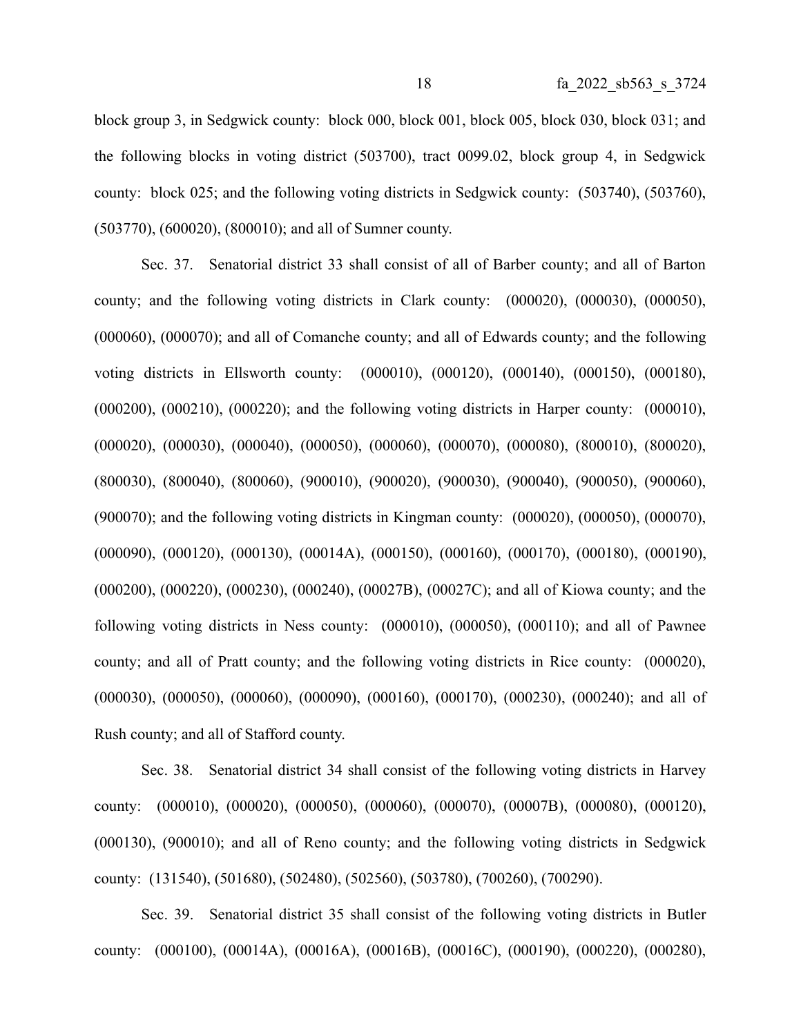block group 3, in Sedgwick county: block 000, block 001, block 005, block 030, block 031; and the following blocks in voting district (503700), tract 0099.02, block group 4, in Sedgwick county: block 025; and the following voting districts in Sedgwick county: (503740), (503760), (503770), (600020), (800010); and all of Sumner county.

Sec. 37. Senatorial district 33 shall consist of all of Barber county; and all of Barton county; and the following voting districts in Clark county: (000020), (000030), (000050), (000060), (000070); and all of Comanche county; and all of Edwards county; and the following voting districts in Ellsworth county: (000010), (000120), (000140), (000150), (000180), (000200), (000210), (000220); and the following voting districts in Harper county: (000010), (000020), (000030), (000040), (000050), (000060), (000070), (000080), (800010), (800020), (800030), (800040), (800060), (900010), (900020), (900030), (900040), (900050), (900060), (900070); and the following voting districts in Kingman county: (000020), (000050), (000070), (000090), (000120), (000130), (00014A), (000150), (000160), (000170), (000180), (000190), (000200), (000220), (000230), (000240), (00027B), (00027C); and all of Kiowa county; and the following voting districts in Ness county: (000010), (000050), (000110); and all of Pawnee county; and all of Pratt county; and the following voting districts in Rice county: (000020), (000030), (000050), (000060), (000090), (000160), (000170), (000230), (000240); and all of Rush county; and all of Stafford county.

Sec. 38. Senatorial district 34 shall consist of the following voting districts in Harvey county: (000010), (000020), (000050), (000060), (000070), (00007B), (000080), (000120), (000130), (900010); and all of Reno county; and the following voting districts in Sedgwick county: (131540), (501680), (502480), (502560), (503780), (700260), (700290).

Sec. 39. Senatorial district 35 shall consist of the following voting districts in Butler county: (000100), (00014A), (00016A), (00016B), (00016C), (000190), (000220), (000280),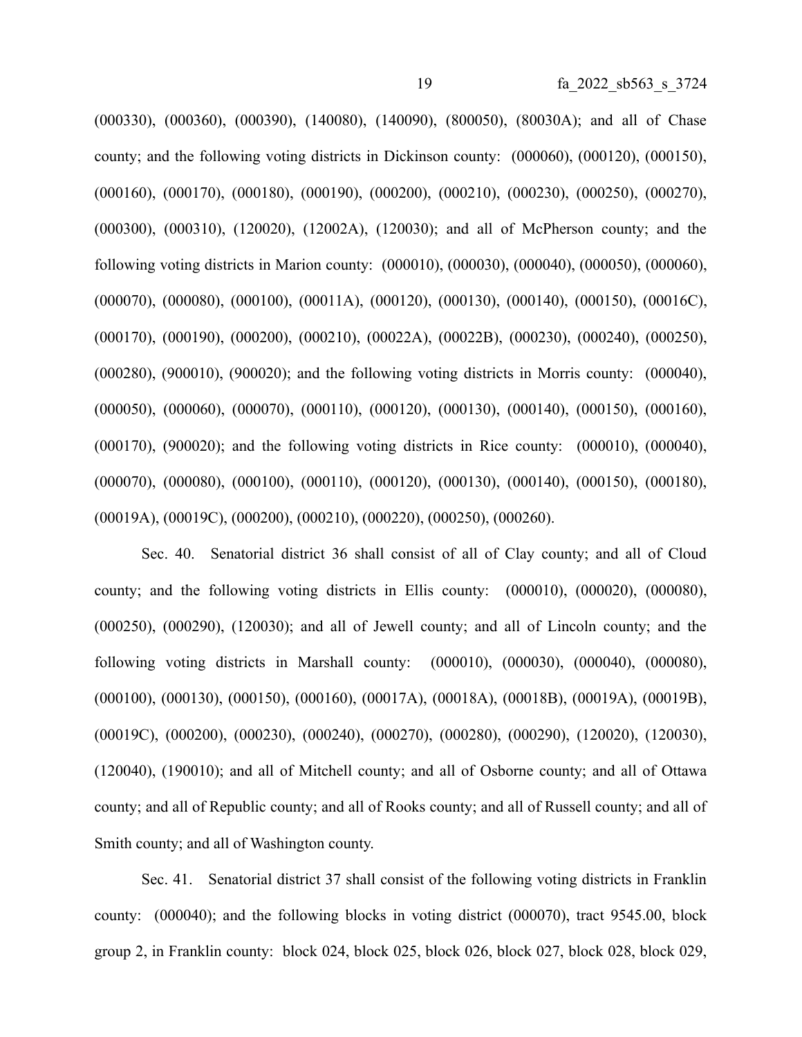(000330), (000360), (000390), (140080), (140090), (800050), (80030A); and all of Chase county; and the following voting districts in Dickinson county: (000060), (000120), (000150), (000160), (000170), (000180), (000190), (000200), (000210), (000230), (000250), (000270), (000300), (000310), (120020), (12002A), (120030); and all of McPherson county; and the following voting districts in Marion county: (000010), (000030), (000040), (000050), (000060), (000070), (000080), (000100), (00011A), (000120), (000130), (000140), (000150), (00016C), (000170), (000190), (000200), (000210), (00022A), (00022B), (000230), (000240), (000250), (000280), (900010), (900020); and the following voting districts in Morris county: (000040), (000050), (000060), (000070), (000110), (000120), (000130), (000140), (000150), (000160), (000170), (900020); and the following voting districts in Rice county: (000010), (000040), (000070), (000080), (000100), (000110), (000120), (000130), (000140), (000150), (000180), (00019A), (00019C), (000200), (000210), (000220), (000250), (000260).

Sec. 40. Senatorial district 36 shall consist of all of Clay county; and all of Cloud county; and the following voting districts in Ellis county: (000010), (000020), (000080), (000250), (000290), (120030); and all of Jewell county; and all of Lincoln county; and the following voting districts in Marshall county: (000010), (000030), (000040), (000080), (000100), (000130), (000150), (000160), (00017A), (00018A), (00018B), (00019A), (00019B), (00019C), (000200), (000230), (000240), (000270), (000280), (000290), (120020), (120030), (120040), (190010); and all of Mitchell county; and all of Osborne county; and all of Ottawa county; and all of Republic county; and all of Rooks county; and all of Russell county; and all of Smith county; and all of Washington county.

Sec. 41. Senatorial district 37 shall consist of the following voting districts in Franklin county: (000040); and the following blocks in voting district (000070), tract 9545.00, block group 2, in Franklin county: block 024, block 025, block 026, block 027, block 028, block 029,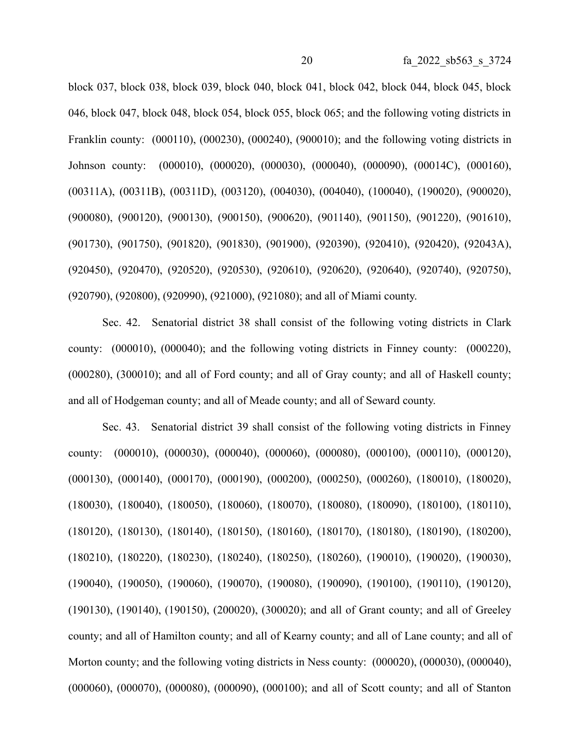block 037, block 038, block 039, block 040, block 041, block 042, block 044, block 045, block 046, block 047, block 048, block 054, block 055, block 065; and the following voting districts in Franklin county: (000110), (000230), (000240), (900010); and the following voting districts in Johnson county: (000010), (000020), (000030), (000040), (000090), (00014C), (000160), (00311A), (00311B), (00311D), (003120), (004030), (004040), (100040), (190020), (900020), (900080), (900120), (900130), (900150), (900620), (901140), (901150), (901220), (901610), (901730), (901750), (901820), (901830), (901900), (920390), (920410), (920420), (92043A), (920450), (920470), (920520), (920530), (920610), (920620), (920640), (920740), (920750), (920790), (920800), (920990), (921000), (921080); and all of Miami county.

Sec. 42. Senatorial district 38 shall consist of the following voting districts in Clark county: (000010), (000040); and the following voting districts in Finney county: (000220), (000280), (300010); and all of Ford county; and all of Gray county; and all of Haskell county; and all of Hodgeman county; and all of Meade county; and all of Seward county.

Sec. 43. Senatorial district 39 shall consist of the following voting districts in Finney county: (000010), (000030), (000040), (000060), (000080), (000100), (000110), (000120), (000130), (000140), (000170), (000190), (000200), (000250), (000260), (180010), (180020), (180030), (180040), (180050), (180060), (180070), (180080), (180090), (180100), (180110), (180120), (180130), (180140), (180150), (180160), (180170), (180180), (180190), (180200), (180210), (180220), (180230), (180240), (180250), (180260), (190010), (190020), (190030), (190040), (190050), (190060), (190070), (190080), (190090), (190100), (190110), (190120), (190130), (190140), (190150), (200020), (300020); and all of Grant county; and all of Greeley county; and all of Hamilton county; and all of Kearny county; and all of Lane county; and all of Morton county; and the following voting districts in Ness county: (000020), (000030), (000040), (000060), (000070), (000080), (000090), (000100); and all of Scott county; and all of Stanton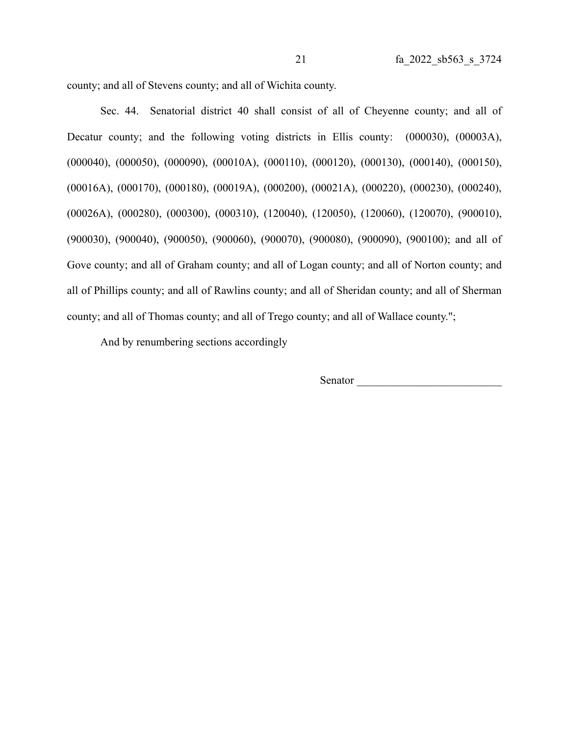county; and all of Stevens county; and all of Wichita county.

Sec. 44. Senatorial district 40 shall consist of all of Cheyenne county; and all of Decatur county; and the following voting districts in Ellis county: (000030), (00003A), (000040), (000050), (000090), (00010A), (000110), (000120), (000130), (000140), (000150), (00016A), (000170), (000180), (00019A), (000200), (00021A), (000220), (000230), (000240), (00026A), (000280), (000300), (000310), (120040), (120050), (120060), (120070), (900010), (900030), (900040), (900050), (900060), (900070), (900080), (900090), (900100); and all of Gove county; and all of Graham county; and all of Logan county; and all of Norton county; and all of Phillips county; and all of Rawlins county; and all of Sheridan county; and all of Sherman county; and all of Thomas county; and all of Trego county; and all of Wallace county.";

And by renumbering sections accordingly

Senator ___________________________